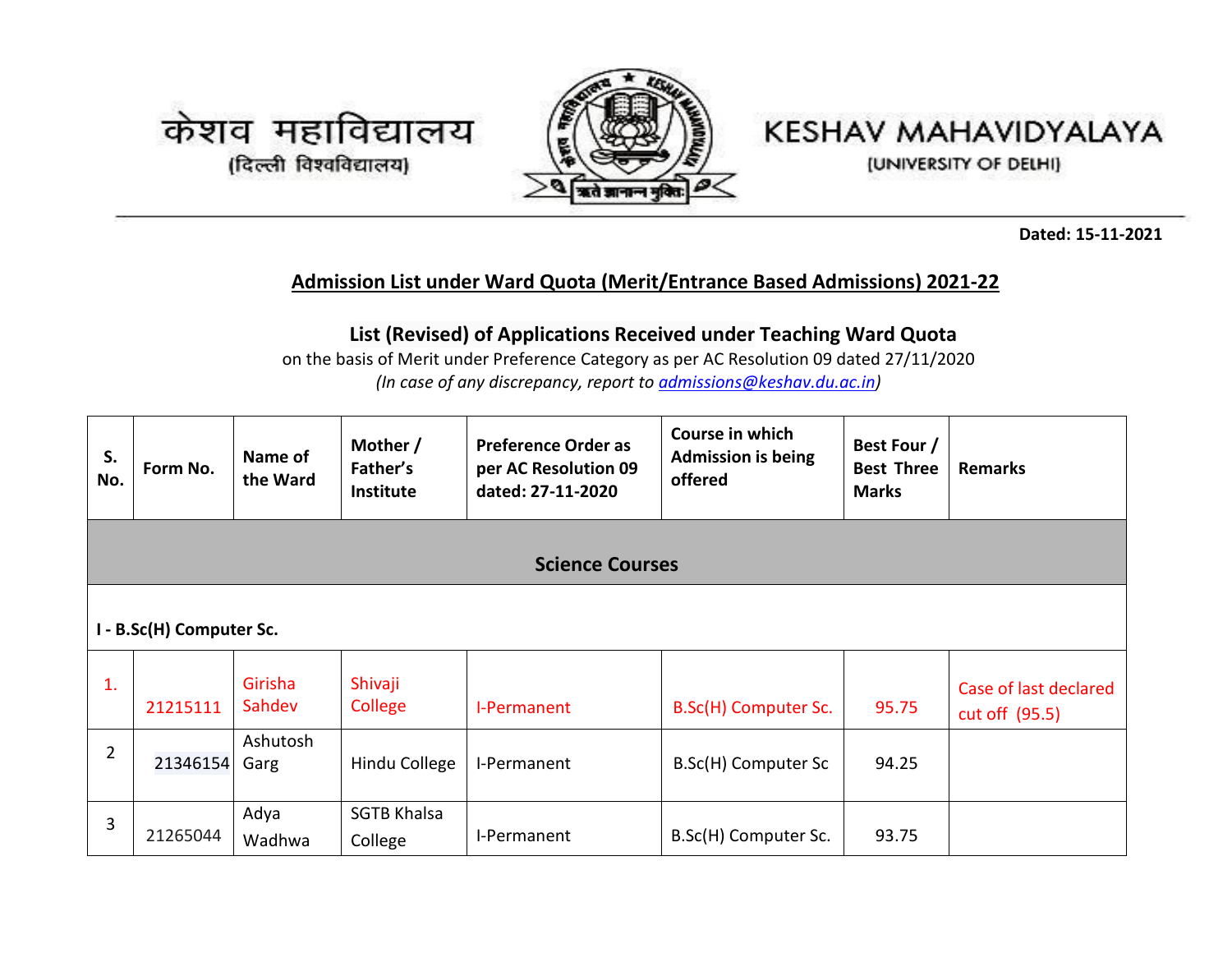केशव महाविद्यालय
(दिल्ली विश्वविद्यालय)

KESHAV MAHAVIDYALAYA
(UNIVERSITY OF DELHI)

**Dated: 15-11-2021**

## Admission List under Ward Quota (Merit/Entrance Based Admissions) 2021-22

### List (Revised) of Applications Received under Teaching Ward Quota

on the basis of Merit under Preference Category as per AC Resolution 09 dated 27/11/2020

*(In case of any discrepancy, report to admissions@keshav.du.ac.in)*

| S. No. | Form No. | Name of the Ward | Mother / Father's Institute | Preference Order as per AC Resolution 09 dated: 27-11-2020 | Course in which Admission is being offered | Best Four / Best Three Marks | Remarks |
|---|---|---|---|---|---|---|---|
| **Science Courses** | | | | | | | |
| **I - B.Sc(H) Computer Sc.** | | | | | | | |
| 1. | 21215111 | Girisha Sahdev | Shivaji College | I-Permanent | B.Sc(H) Computer Sc. | 95.75 | Case of last declared cut off (95.5) |
| 2 | 21346154 | Ashutosh Garg | Hindu College | I-Permanent | B.Sc(H) Computer Sc | 94.25 | |
| 3 | 21265044 | Adya Wadhwa | SGTB Khalsa College | I-Permanent | B.Sc(H) Computer Sc. | 93.75 | |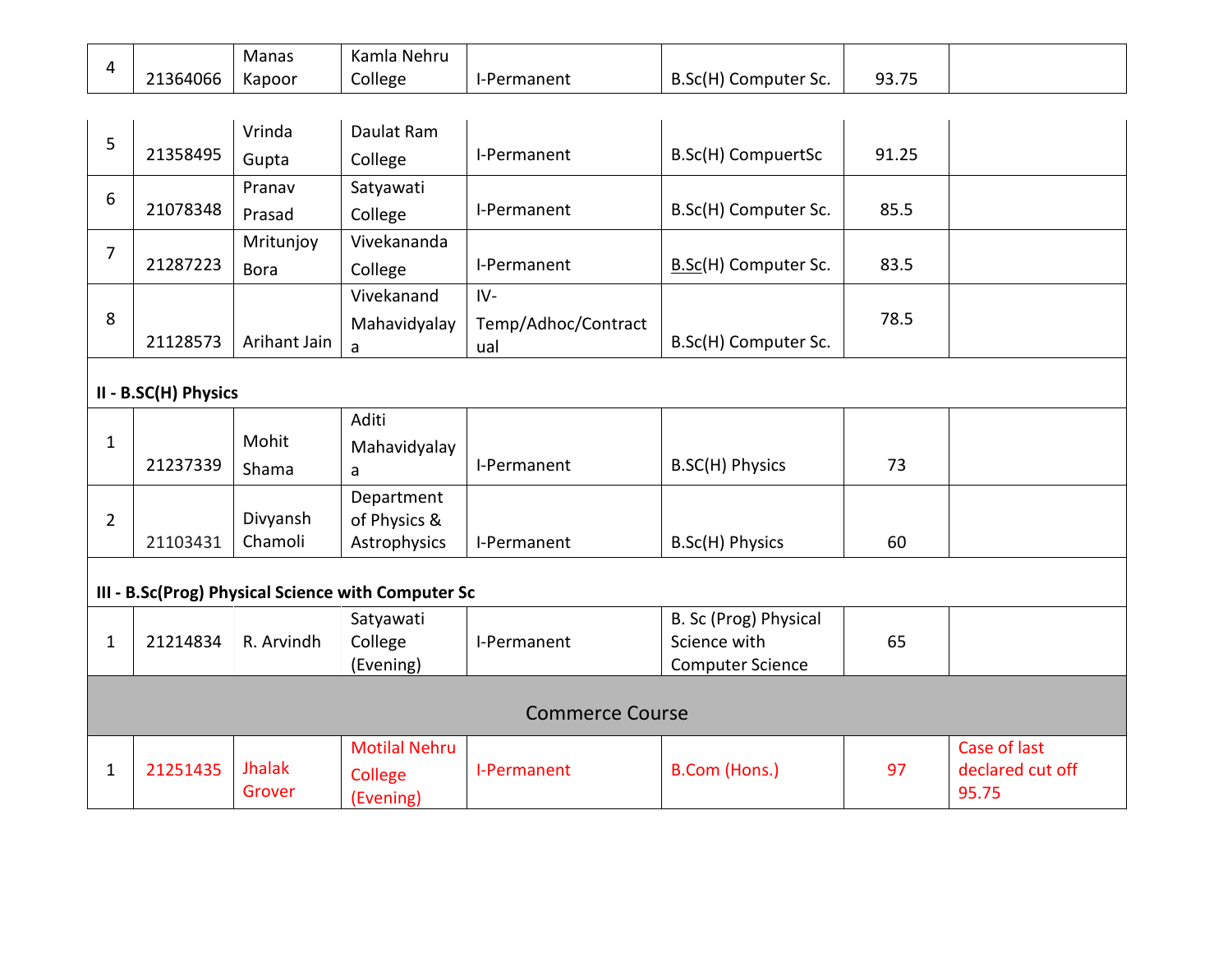| | | | | | | | |
|---|---|---|---|---|---|---|---|
| 4 | 21364066 | Manas Kapoor | Kamla Nehru College | I-Permanent | B.Sc(H) Computer Sc. | 93.75 | |
| 5 | 21358495 | Vrinda Gupta | Daulat Ram College | I-Permanent | B.Sc(H) CompuertSc | 91.25 | |
| 6 | 21078348 | Pranav Prasad | Satyawati College | I-Permanent | B.Sc(H) Computer Sc. | 85.5 | |
| 7 | 21287223 | Mritunjoy Bora | Vivekananda College | I-Permanent | B.Sc(H) Computer Sc. | 83.5 | |
| 8 | 21128573 | Arihant Jain | Vivekanand Mahavidyalaya | IV-Temp/Adhoc/Contractual | B.Sc(H) Computer Sc. | 78.5 | |
| **II - B.SC(H) Physics** | | | | | | | |
| 1 | 21237339 | Mohit Shama | Aditi Mahavidyalaya | I-Permanent | B.SC(H) Physics | 73 | |
| 2 | 21103431 | Divyansh Chamoli | Department of Physics & Astrophysics | I-Permanent | B.Sc(H) Physics | 60 | |
| **III - B.Sc(Prog) Physical Science with Computer Sc** | | | | | | | |
| 1 | 21214834 | R. Arvindh | Satyawati College (Evening) | I-Permanent | B. Sc (Prog) Physical Science with Computer Science | 65 | |
| Commerce Course | | | | | | | |
| 1 | 21251435 | Jhalak Grover | Motilal Nehru College (Evening) | I-Permanent | B.Com (Hons.) | 97 | Case of last declared cut off 95.75 |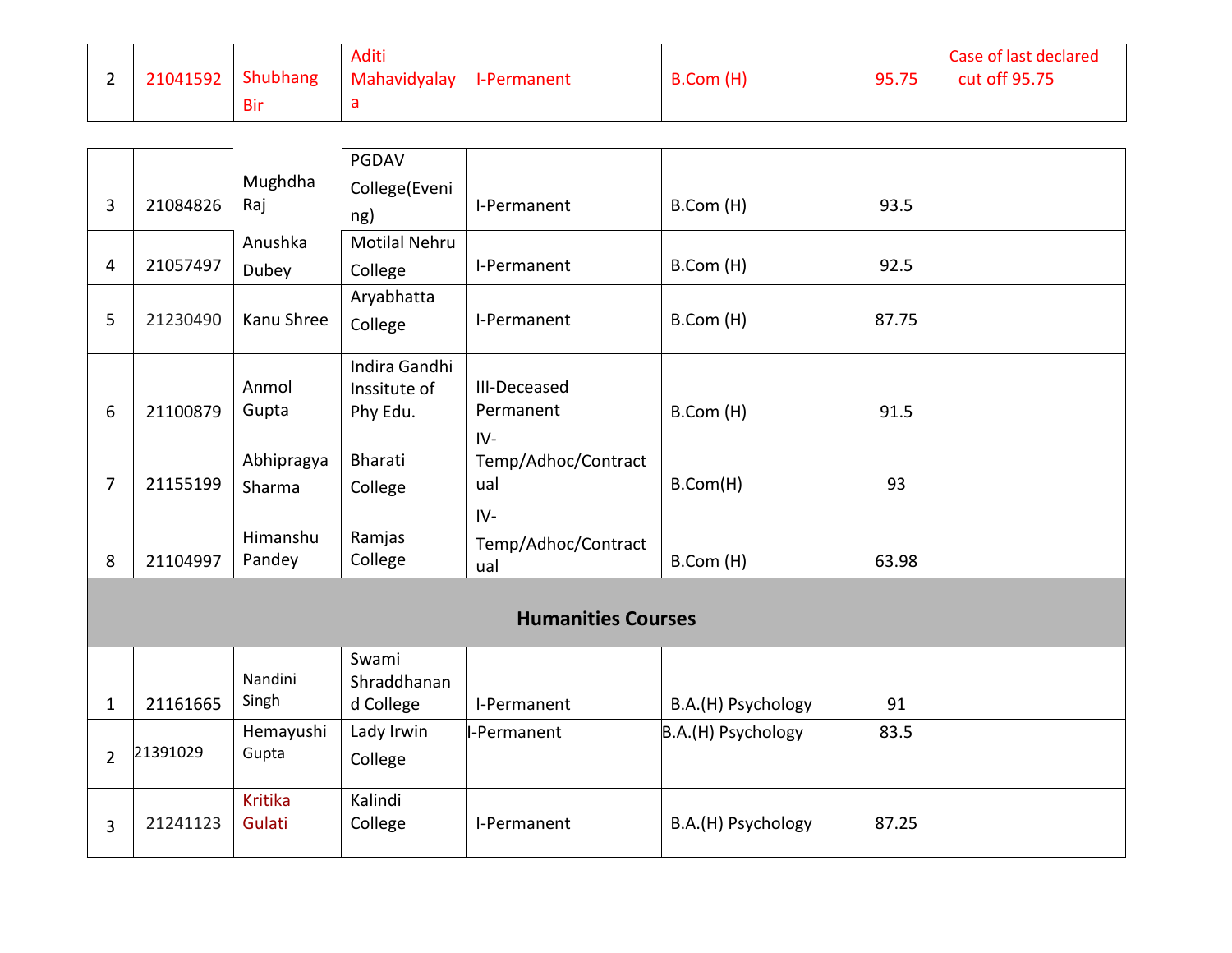| | | | | | | | |
|---|---|---|---|---|---|---|---|
| 2 | 21041592 | Shubhang Bir | Aditi Mahavidyalaya | I-Permanent | B.Com (H) | 95.75 | Case of last declared cut off 95.75 |
| 3 | 21084826 | Mughdha Raj | PGDAV College(Evening) | I-Permanent | B.Com (H) | 93.5 | |
| 4 | 21057497 | Anushka Dubey | Motilal Nehru College | I-Permanent | B.Com (H) | 92.5 | |
| 5 | 21230490 | Kanu Shree | Aryabhatta College | I-Permanent | B.Com (H) | 87.75 | |
| 6 | 21100879 | Anmol Gupta | Indira Gandhi Inssitute of Phy Edu. | III-Deceased Permanent | B.Com (H) | 91.5 | |
| 7 | 21155199 | Abhipragya Sharma | Bharati College | IV-Temp/Adhoc/Contractual | B.Com(H) | 93 | |
| 8 | 21104997 | Himanshu Pandey | Ramjas College | IV-Temp/Adhoc/Contractual | B.Com (H) | 63.98 | |
| **Humanities Courses** | | | | | | | |
| 1 | 21161665 | Nandini Singh | Swami Shraddhanand College | I-Permanent | B.A.(H) Psychology | 91 | |
| 2 | 21391029 | Hemayushi Gupta | Lady Irwin College | I-Permanent | B.A.(H) Psychology | 83.5 | |
| 3 | 21241123 | Kritika Gulati | Kalindi College | I-Permanent | B.A.(H) Psychology | 87.25 | |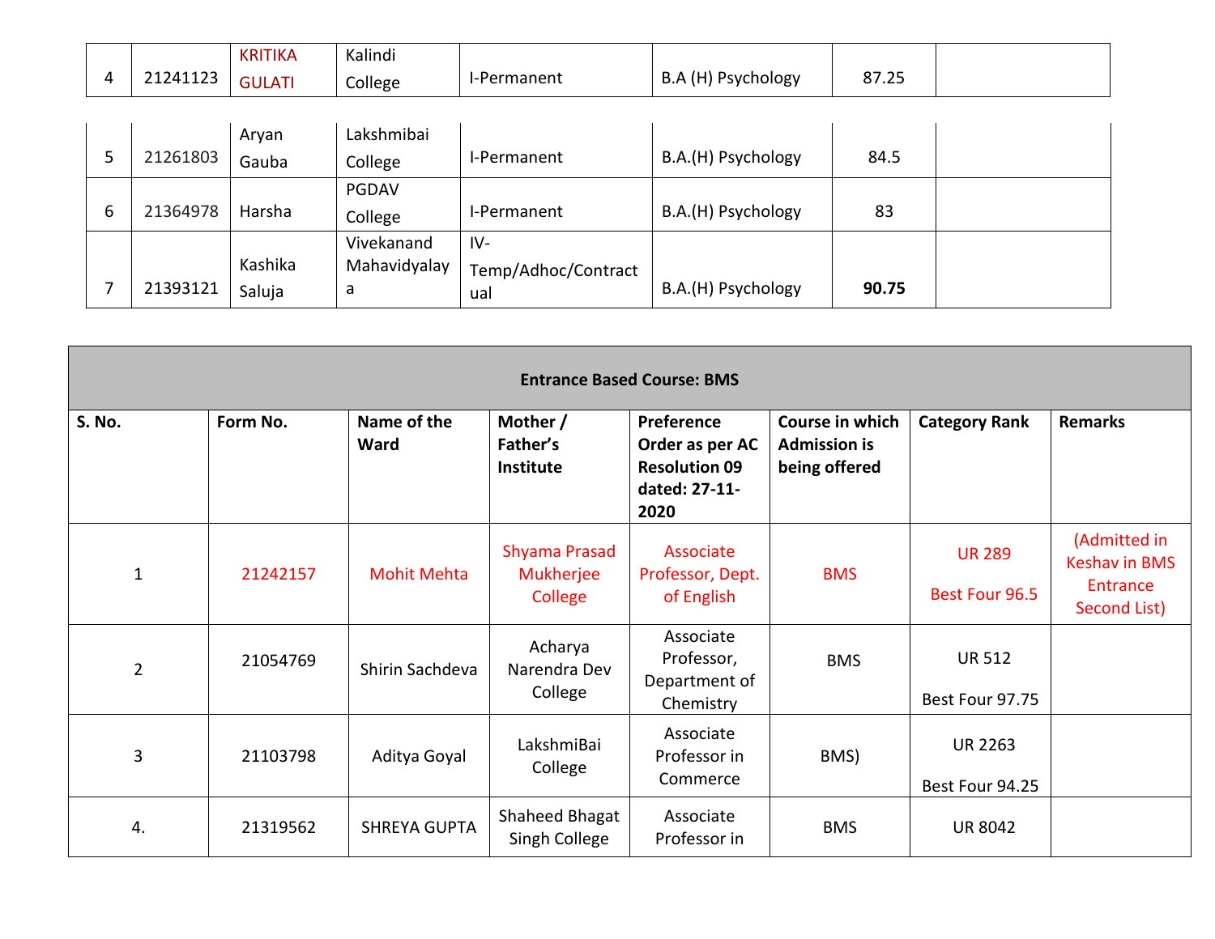| 4 | 21241123 | KRITIKA GULATI | Kalindi College | I-Permanent | B.A (H) Psychology | 87.25 | |
|---|---|---|---|---|---|---|---|
| 5 | 21261803 | Aryan Gauba | Lakshmibai College | I-Permanent | B.A.(H) Psychology | 84.5 | |
| 6 | 21364978 | Harsha | PGDAV College | I-Permanent | B.A.(H) Psychology | 83 | |
| 7 | 21393121 | Kashika Saluja | Vivekanand Mahavidyalaya | IV-Temp/Adhoc/Contractual | B.A.(H) Psychology | **90.75** | |

**Entrance Based Course: BMS**

| S. No. | Form No. | Name of the Ward | Mother / Father's Institute | Preference Order as per AC Resolution 09 dated: 27-11-2020 | Course in which Admission is being offered | Category Rank | Remarks |
|---|---|---|---|---|---|---|---|
| 1 | 21242157 | Mohit Mehta | Shyama Prasad Mukherjee College | Associate Professor, Dept. of English | BMS | UR 289 Best Four 96.5 | (Admitted in Keshav in BMS Entrance Second List) |
| 2 | 21054769 | Shirin Sachdeva | Acharya Narendra Dev College | Associate Professor, Department of Chemistry | BMS | UR 512 Best Four 97.75 | |
| 3 | 21103798 | Aditya Goyal | LakshmiBai College | Associate Professor in Commerce | BMS) | UR 2263 Best Four 94.25 | |
| 4. | 21319562 | SHREYA GUPTA | Shaheed Bhagat Singh College | Associate Professor in | BMS | UR 8042 | |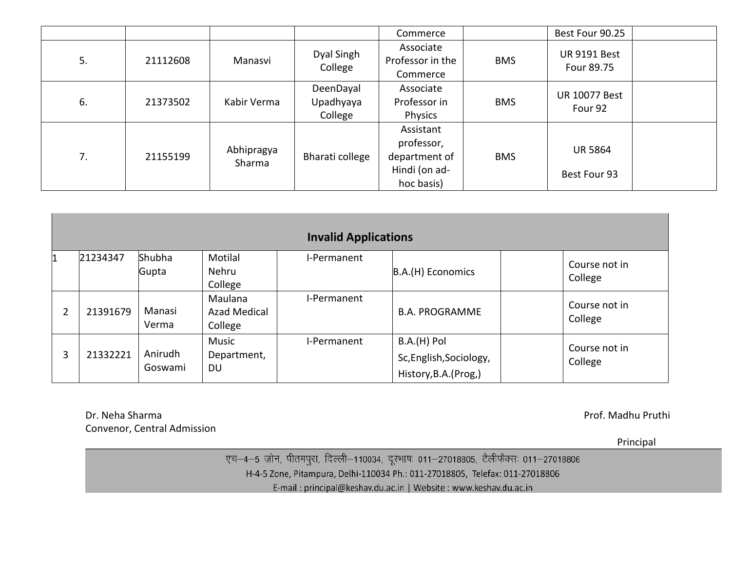| | | | | | | | |
|---|---|---|---|---|---|---|---|
| | | | | Commerce | | Best Four 90.25 | |
| 5. | 21112608 | Manasvi | Dyal Singh College | Associate Professor in the Commerce | BMS | UR 9191 Best Four 89.75 | |
| 6. | 21373502 | Kabir Verma | DeenDayal Upadhyaya College | Associate Professor in Physics | BMS | UR 10077 Best Four 92 | |
| 7. | 21155199 | Abhipragya Sharma | Bharati college | Assistant professor, department of Hindi (on ad-hoc basis) | BMS | UR 5864 Best Four 93 | |

| **Invalid Applications** | | | | | | | |
|---|---|---|---|---|---|---|---|
| 1 | 21234347 | Shubha Gupta | Motilal Nehru College | I-Permanent | B.A.(H) Economics | | Course not in College |
| 2 | 21391679 | Manasi Verma | Maulana Azad Medical College | I-Permanent | B.A. PROGRAMME | | Course not in College |
| 3 | 21332221 | Anirudh Goswami | Music Department, DU | I-Permanent | B.A.(H) Pol Sc,English,Sociology, History,B.A.(Prog,) | | Course not in College |

Dr. Neha Sharma
Convenor, Central Admission

Prof. Madhu Pruthi
Principal

एच–4–5 ज़ोन, पीतमपुरा, दिल्ली–110034, दूरभाषः 011–27018805, टैलीफैक्सः 011–27018806
H-4-5 Zone, Pitampura, Delhi-110034 Ph.: 011-27018805, Telefax: 011-27018806
E-mail : principal@keshav.du.ac.in | Website : www.keshav.du.ac.in